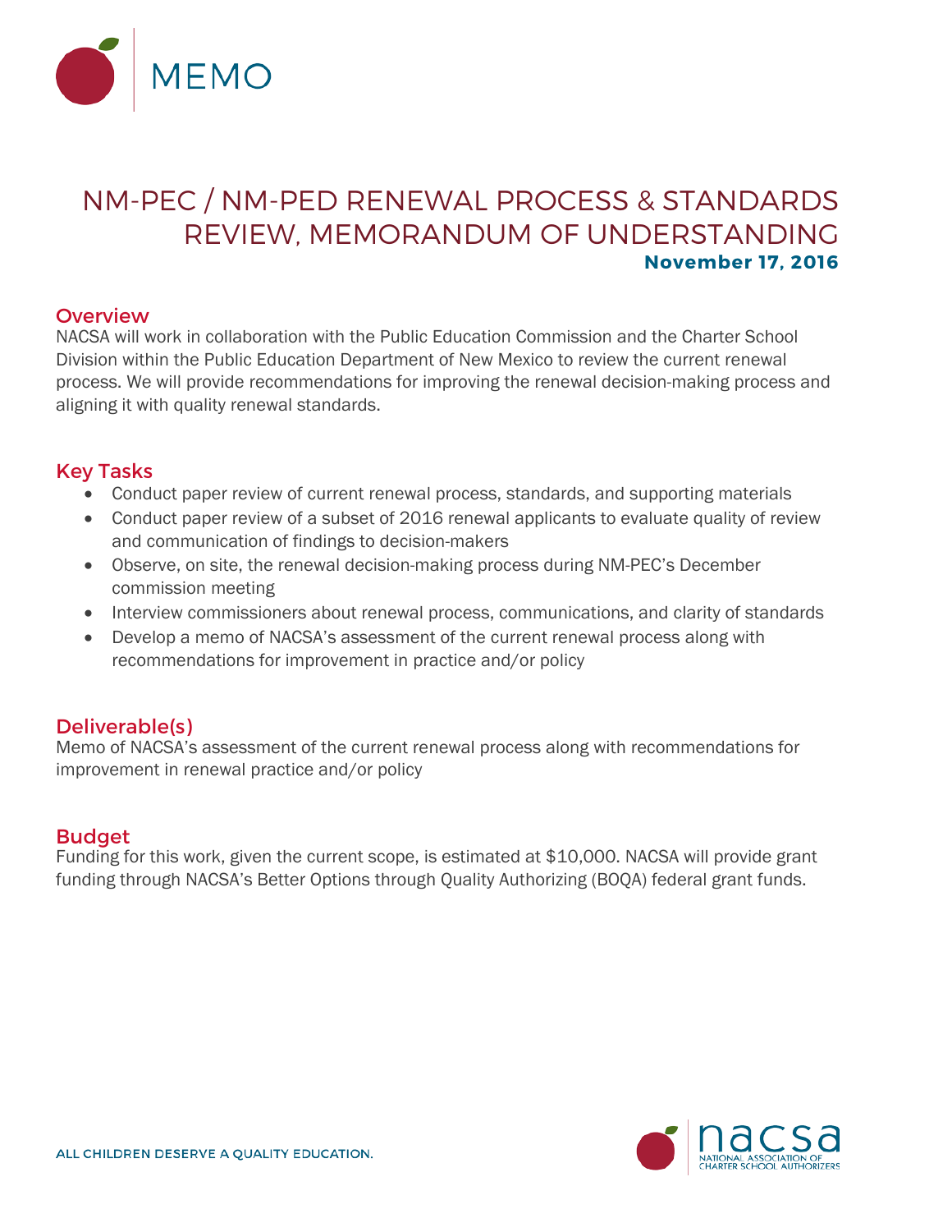# MEMO

## NM-PEC / NM-PED RENEWAL PROCESS & STANDARDS REVIEW, MEMORANDUM OF UNDERSTANDING

**November 17, 2016**

### Overview

NACSA will work in collaboration with the Public Education Commission and the Charter School Division within the Public Education Department of New Mexico to review the current renewal process. We will provide recommendations for improving the renewal decision-making process and aligning it with quality renewal standards.

### Key Tasks

- Conduct paper review of current renewal process, standards, and supporting materials
- Conduct paper review of a subset of 2016 renewal applicants to evaluate quality of review and communication of findings to decision-makers
- Observe, on site, the renewal decision-making process during NM-PEC's December commission meeting
- Interview commissioners about renewal process, communications, and clarity of standards
- Develop a memo of NACSA's assessment of the current renewal process along with recommendations for improvement in practice and/or policy

### Deliverable(s)

Memo of NACSA's assessment of the current renewal process along with recommendations for improvement in renewal practice and/or policy

### Budget

Funding for this work, given the current scope, is estimated at $10,000. NACSA will provide grant funding through NACSA's Better Options through Quality Authorizing (BOQA) federal grant funds.

ALL CHILDREN DESERVE A QUALITY EDUCATION.

nacsa NATIONAL ASSOCIATION OF CHARTER SCHOOL AUTHORIZERS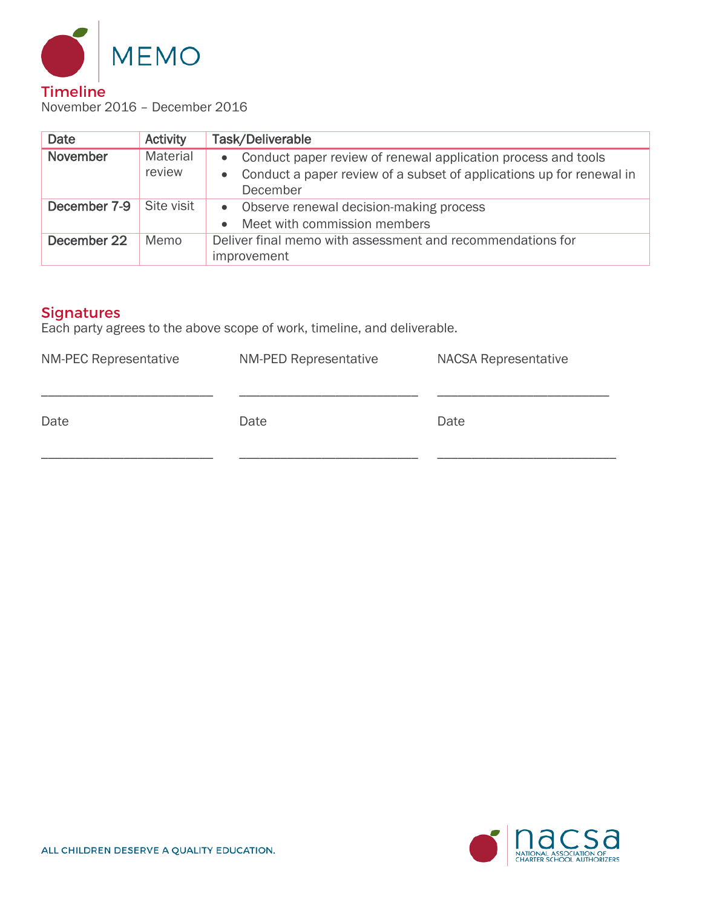# MEMO

## Timeline

November 2016 – December 2016

| Date | Activity | Task/Deliverable |
|---|---|---|
| **November** | Material review | • Conduct paper review of renewal application process and tools<br>• Conduct a paper review of a subset of applications up for renewal in December |
| **December 7-9** | Site visit | • Observe renewal decision-making process<br>• Meet with commission members |
| **December 22** | Memo | Deliver final memo with assessment and recommendations for improvement |

## Signatures

Each party agrees to the above scope of work, timeline, and deliverable.

| NM-PEC Representative | NM-PED Representative | NACSA Representative |
|---|---|---|
| ___________________________ | ___________________________ | ___________________________ |
| Date | Date | Date |
| ___________________________ | ___________________________ | ___________________________ |

ALL CHILDREN DESERVE A QUALITY EDUCATION.

nacsa NATIONAL ASSOCIATION OF CHARTER SCHOOL AUTHORIZERS